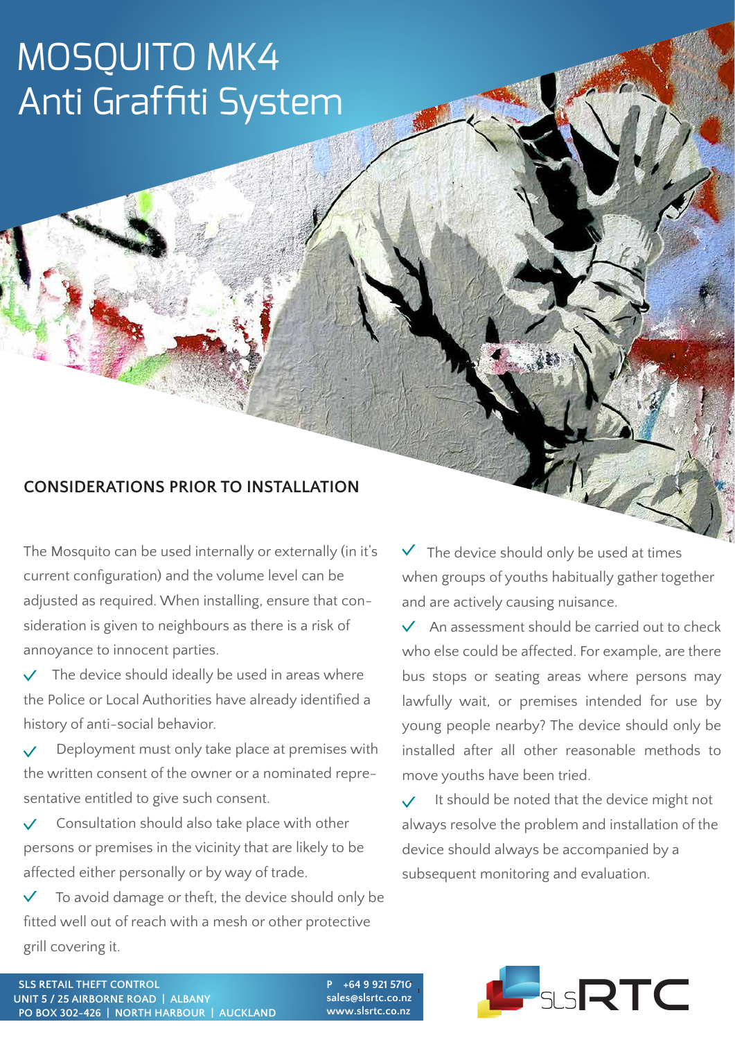# MOSQUITO MK4 Anti Graffiti System

## CONSIDERATIONS PRIOR TO INSTALLATION

The Mosquito can be used internally or externally (in it's current configuration) and the volume level can be adjusted as required. When installing, ensure that consideration is given to neighbours as there is a risk of annoyance to innocent parties.

- ✓ The device should ideally be used in areas where the Police or Local Authorities have already identified a history of anti-social behavior.
- ✓ Deployment must only take place at premises with the written consent of the owner or a nominated representative entitled to give such consent.
- ✓ Consultation should also take place with other persons or premises in the vicinity that are likely to be affected either personally or by way of trade.
- ✓ To avoid damage or theft, the device should only be fitted well out of reach with a mesh or other protective grill covering it.
- ✓ The device should only be used at times when groups of youths habitually gather together and are actively causing nuisance.
- ✓ An assessment should be carried out to check who else could be affected. For example, are there bus stops or seating areas where persons may lawfully wait, or premises intended for use by young people nearby? The device should only be installed after all other reasonable methods to move youths have been tried.
- ✓ It should be noted that the device might not always resolve the problem and installation of the device should always be accompanied by a subsequent monitoring and evaluation.

**SLS RETAIL THEFT CONTROL**
**UNIT 5 / 25 AIRBORNE ROAD | ALBANY**
**PO BOX 302-426 | NORTH HARBOUR | AUCKLAND**

**P +64 9 921 5710**
**sales@slsrtc.co.nz**
**www.slsrtc.co.nz**

SLS RTC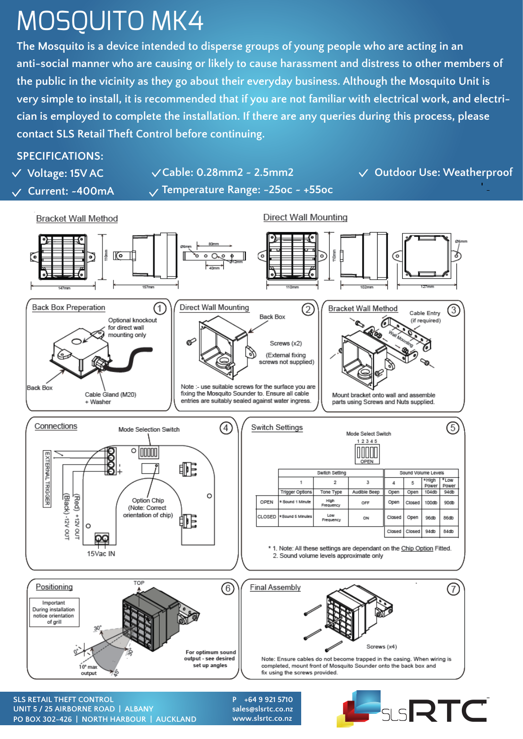# MOSQUITO MK4

The Mosquito is a device intended to disperse groups of young people who are acting in an anti-social manner who are causing or likely to cause harassment and distress to other members of the public in the vicinity as they go about their everyday business. Although the Mosquito Unit is very simple to install, it is recommended that if you are not familiar with electrical work, and electrician is employed to complete the installation. If there are any queries during this process, please contact SLS Retail Theft Control before continuing.

## SPECIFICATIONS:

- ✓ Voltage: 15V AC
- ✓ Current: -400mA
- ✓ Cable: 0.28mm2 - 2.5mm2
- ✓ Temperature Range: -25oc - +55oc
- ✓ Outdoor Use: Weatherproof

## Bracket Wall Method

110mm
147mm
157mm
Ø6mm
80mm
40mm
Ø12mm

## Direct Wall Mounting

110mm
110mm
102mm
127mm
Ø6mm

## 1 Back Box Preperation

Optional knockout for direct wall mounting only

Back Box

Cable Gland (M20) + Washer

## 2 Direct Wall Mounting

Back Box

Screws (x2)

(External fixing screws not supplied)

Note :- use suitable screws for the surface you are fixing the Mosquito Sounder to. Ensure all cable entries are suitably sealed against water ingress.

## 3 Bracket Wall Method

Cable Entry (if required)

Wall Mounting

Mount bracket onto wall and assemble parts using Screws and Nuts supplied.

## 4 Connections

Mode Selection Switch

EXTERNAL TRIGGER

(Black) -12V OUT

(Red) +12V OUT

Option Chip (Note: Correct orientation of chip)

15Vac IN

## 5 Switch Settings

Mode Select Switch

1 2 3 4 5

OPEN

| | Switch Setting | | | Sound Volume Levels | | | |
|---|---|---|---|---|---|---|---|
| | 1 | 2 | 3 | 4 | 5 | *High Power | *Low Power |
| | Trigger Options | Tone Type | Audible Beep | Open | Open | 104db | 94db |
| OPEN | *Sound 1 Minute | High Frequency | OFF | Open | Closed | 100db | 90db |
| CLOSED | *Sound 5 Minutes | Low Frequency | ON | Closed | Open | 96db | 86db |
| | | | | Closed | Closed | 94db | 84db |

\* 1. Note: All these settings are dependant on the Chip Option Fitted.
2. Sound volume levels approximate only

## 6 Positioning

Important During installation notice orientation of grill

TOP

30°

0°

30°

10° max output

45°

For optimum sound output - see desired set up angles

## 7 Final Assembly

Screws (x4)

Note: Ensure cables do not become trapped in the casing. When wiring is completed, mount front of Mosquito Sounder onto the back box and fix using the screws provided.

SLS RETAIL THEFT CONTROL
UNIT 5 / 25 AIRBORNE ROAD | ALBANY
PO BOX 302-426 | NORTH HARBOUR | AUCKLAND

P +64 9 921 5710
sales@slsrtc.co.nz
www.slsrtc.co.nz

SLSRTC